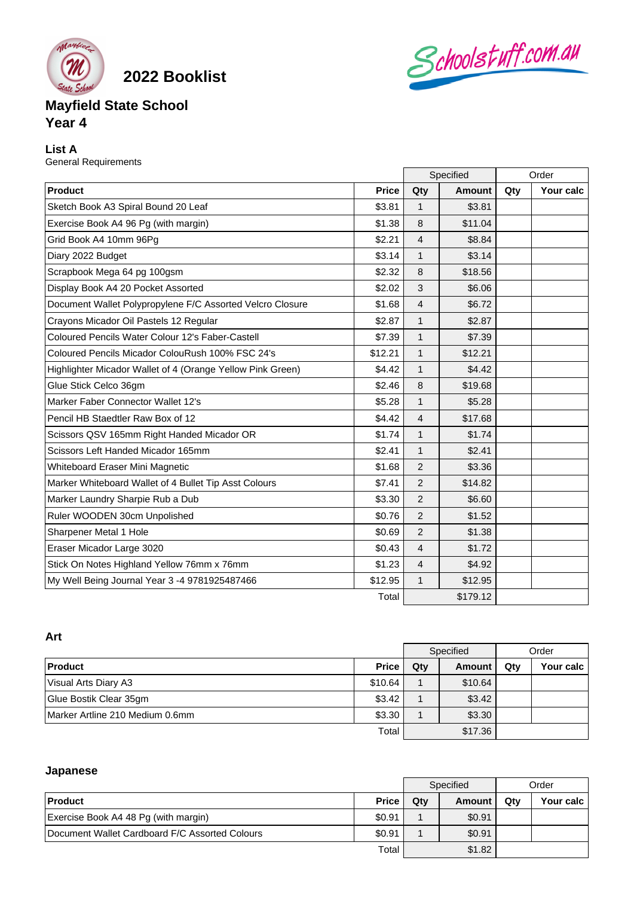# 2022 Booklist

Schoolstuff.com.au

## Mayfield State School
## Year 4

### List A
General Requirements

| Product | Price | Specified | | Order | |
|---|---|---|---|---|---|
| | | Qty | Amount | Qty | Your calc |
| Sketch Book A3 Spiral Bound 20 Leaf | $3.81 | 1 | $3.81 | | |
| Exercise Book A4 96 Pg (with margin) | $1.38 | 8 | $11.04 | | |
| Grid Book A4 10mm 96Pg | $2.21 | 4 | $8.84 | | |
| Diary 2022 Budget | $3.14 | 1 | $3.14 | | |
| Scrapbook Mega 64 pg 100gsm | $2.32 | 8 | $18.56 | | |
| Display Book A4 20 Pocket Assorted | $2.02 | 3 | $6.06 | | |
| Document Wallet Polypropylene F/C Assorted Velcro Closure | $1.68 | 4 | $6.72 | | |
| Crayons Micador Oil Pastels 12 Regular | $2.87 | 1 | $2.87 | | |
| Coloured Pencils Water Colour 12's Faber-Castell | $7.39 | 1 | $7.39 | | |
| Coloured Pencils Micador ColouRush 100% FSC 24's | $12.21 | 1 | $12.21 | | |
| Highlighter Micador Wallet of 4 (Orange Yellow Pink Green) | $4.42 | 1 | $4.42 | | |
| Glue Stick Celco 36gm | $2.46 | 8 | $19.68 | | |
| Marker Faber Connector Wallet 12's | $5.28 | 1 | $5.28 | | |
| Pencil HB Staedtler Raw Box of 12 | $4.42 | 4 | $17.68 | | |
| Scissors QSV 165mm Right Handed Micador OR | $1.74 | 1 | $1.74 | | |
| Scissors Left Handed Micador 165mm | $2.41 | 1 | $2.41 | | |
| Whiteboard Eraser Mini Magnetic | $1.68 | 2 | $3.36 | | |
| Marker Whiteboard Wallet of 4 Bullet Tip Asst Colours | $7.41 | 2 | $14.82 | | |
| Marker Laundry Sharpie Rub a Dub | $3.30 | 2 | $6.60 | | |
| Ruler WOODEN 30cm Unpolished | $0.76 | 2 | $1.52 | | |
| Sharpener Metal 1 Hole | $0.69 | 2 | $1.38 | | |
| Eraser Micador Large 3020 | $0.43 | 4 | $1.72 | | |
| Stick On Notes Highland Yellow 76mm x 76mm | $1.23 | 4 | $4.92 | | |
| My Well Being Journal Year 3 -4 9781925487466 | $12.95 | 1 | $12.95 | | |
| | Total | | $179.12 | | |

### Art

| Product | Price | Specified | | Order | |
|---|---|---|---|---|---|
| | | Qty | Amount | Qty | Your calc |
| Visual Arts Diary A3 | $10.64 | 1 | $10.64 | | |
| Glue Bostik Clear 35gm | $3.42 | 1 | $3.42 | | |
| Marker Artline 210 Medium 0.6mm | $3.30 | 1 | $3.30 | | |
| | Total | | $17.36 | | |

### Japanese

| Product | Price | Specified | | Order | |
|---|---|---|---|---|---|
| | | Qty | Amount | Qty | Your calc |
| Exercise Book A4 48 Pg (with margin) | $0.91 | 1 | $0.91 | | |
| Document Wallet Cardboard F/C Assorted Colours | $0.91 | 1 | $0.91 | | |
| | Total | | $1.82 | | |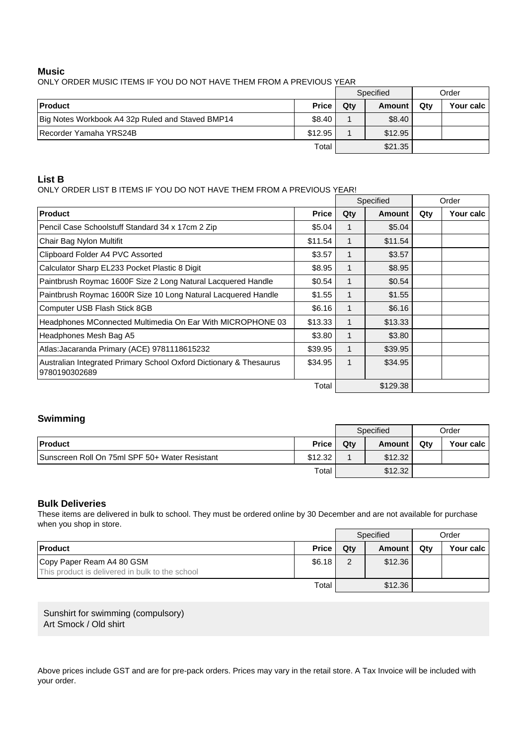## Music

ONLY ORDER MUSIC ITEMS IF YOU DO NOT HAVE THEM FROM A PREVIOUS YEAR

| | | Specified | | Order | |
|---|---|---|---|---|---|
| **Product** | **Price** | **Qty** | **Amount** | **Qty** | **Your calc** |
| Big Notes Workbook A4 32p Ruled and Staved BMP14 | $8.40 | 1 | $8.40 | | |
| Recorder Yamaha YRS24B | $12.95 | 1 | $12.95 | | |
| | Total | | $21.35 | | |

## List B

ONLY ORDER LIST B ITEMS IF YOU DO NOT HAVE THEM FROM A PREVIOUS YEAR!

| | | Specified | | Order | |
|---|---|---|---|---|---|
| **Product** | **Price** | **Qty** | **Amount** | **Qty** | **Your calc** |
| Pencil Case Schoolstuff Standard 34 x 17cm 2 Zip | $5.04 | 1 | $5.04 | | |
| Chair Bag Nylon Multifit | $11.54 | 1 | $11.54 | | |
| Clipboard Folder A4 PVC Assorted | $3.57 | 1 | $3.57 | | |
| Calculator Sharp EL233 Pocket Plastic 8 Digit | $8.95 | 1 | $8.95 | | |
| Paintbrush Roymac 1600F Size 2 Long Natural Lacquered Handle | $0.54 | 1 | $0.54 | | |
| Paintbrush Roymac 1600R Size 10 Long Natural Lacquered Handle | $1.55 | 1 | $1.55 | | |
| Computer USB Flash Stick 8GB | $6.16 | 1 | $6.16 | | |
| Headphones MConnected Multimedia On Ear With MICROPHONE 03 | $13.33 | 1 | $13.33 | | |
| Headphones Mesh Bag A5 | $3.80 | 1 | $3.80 | | |
| Atlas:Jacaranda Primary (ACE) 9781118615232 | $39.95 | 1 | $39.95 | | |
| Australian Integrated Primary School Oxford Dictionary & Thesaurus 9780190302689 | $34.95 | 1 | $34.95 | | |
| | Total | | $129.38 | | |

## Swimming

| | | Specified | | Order | |
|---|---|---|---|---|---|
| **Product** | **Price** | **Qty** | **Amount** | **Qty** | **Your calc** |
| Sunscreen Roll On 75ml SPF 50+ Water Resistant | $12.32 | 1 | $12.32 | | |
| | Total | | $12.32 | | |

## Bulk Deliveries

These items are delivered in bulk to school. They must be ordered online by 30 December and are not available for purchase when you shop in store.

| | | Specified | | Order | |
|---|---|---|---|---|---|
| **Product** | **Price** | **Qty** | **Amount** | **Qty** | **Your calc** |
| Copy Paper Ream A4 80 GSM<br>This product is delivered in bulk to the school | $6.18 | 2 | $12.36 | | |
| | Total | | $12.36 | | |

Sunshirt for swimming (compulsory)
Art Smock / Old shirt

Above prices include GST and are for pre-pack orders. Prices may vary in the retail store. A Tax Invoice will be included with your order.